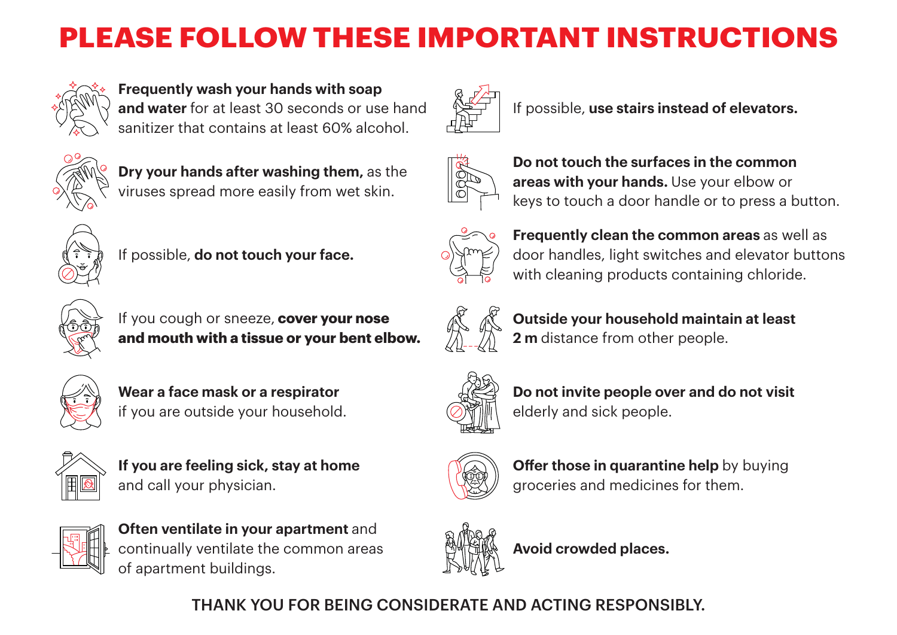# PLEASE FOLLOW THESE IMPORTANT INSTRUCTIONS

**Frequently wash your hands with soap and water** for at least 30 seconds or use hand sanitizer that contains at least 60% alcohol.

**Dry your hands after washing them,** as the viruses spread more easily from wet skin.

If possible, **do not touch your face.**

If you cough or sneeze, **cover your nose and mouth with a tissue or your bent elbow.**

**Wear a face mask or a respirator** if you are outside your household.

**If you are feeling sick, stay at home** and call your physician.

**Often ventilate in your apartment** and continually ventilate the common areas of apartment buildings.

If possible, **use stairs instead of elevators.**

**Do not touch the surfaces in the common areas with your hands.** Use your elbow or keys to touch a door handle or to press a button.

**Frequently clean the common areas** as well as door handles, light switches and elevator buttons with cleaning products containing chloride.

**Outside your household maintain at least 2 m** distance from other people.

**Do not invite people over and do not visit** elderly and sick people.

**Offer those in quarantine help** by buying groceries and medicines for them.

**Avoid crowded places.**

THANK YOU FOR BEING CONSIDERATE AND ACTING RESPONSIBLY.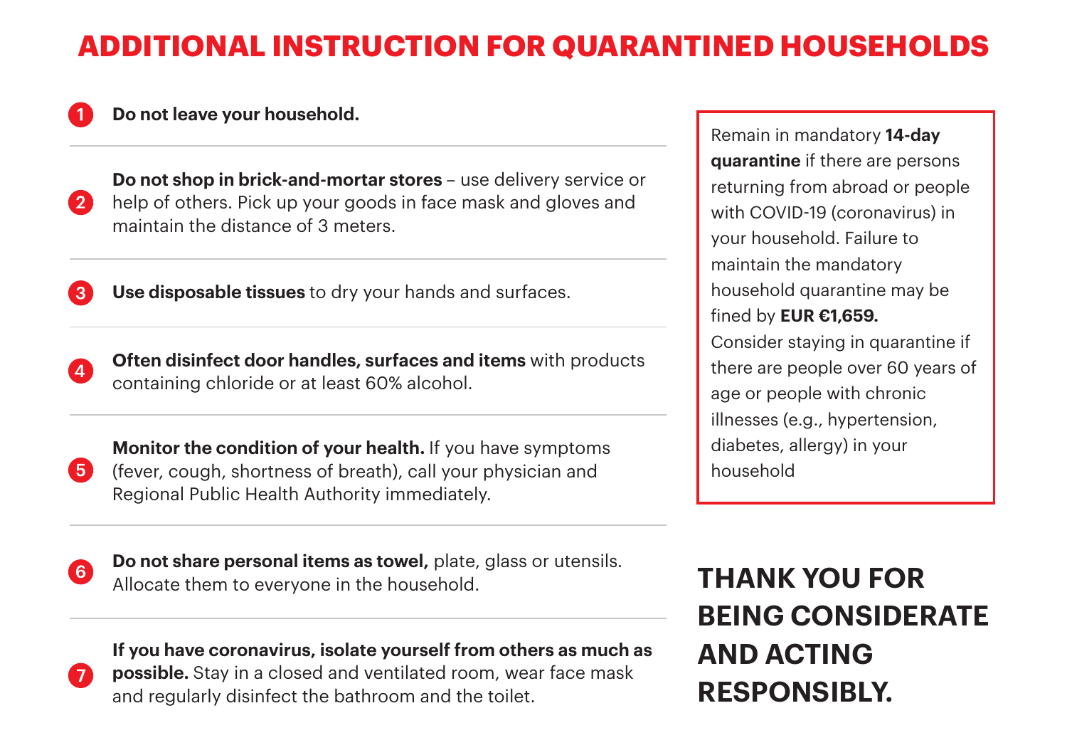# ADDITIONAL INSTRUCTION FOR QUARANTINED HOUSEHOLDS

1. **Do not leave your household.**

2. **Do not shop in brick-and-mortar stores** – use delivery service or help of others. Pick up your goods in face mask and gloves and maintain the distance of 3 meters.

3. **Use disposable tissues** to dry your hands and surfaces.

4. **Often disinfect door handles, surfaces and items** with products containing chloride or at least 60% alcohol.

5. **Monitor the condition of your health.** If you have symptoms (fever, cough, shortness of breath), call your physician and Regional Public Health Authority immediately.

6. **Do not share personal items as towel,** plate, glass or utensils. Allocate them to everyone in the household.

7. **If you have coronavirus, isolate yourself from others as much as possible.** Stay in a closed and ventilated room, wear face mask and regularly disinfect the bathroom and the toilet.

Remain in mandatory **14-day quarantine** if there are persons returning from abroad or people with COVID-19 (coronavirus) in your household. Failure to maintain the mandatory household quarantine may be fined by **EUR €1,659.**
Consider staying in quarantine if there are people over 60 years of age or people with chronic illnesses (e.g., hypertension, diabetes, allergy) in your household

## THANK YOU FOR BEING CONSIDERATE AND ACTING RESPONSIBLY.